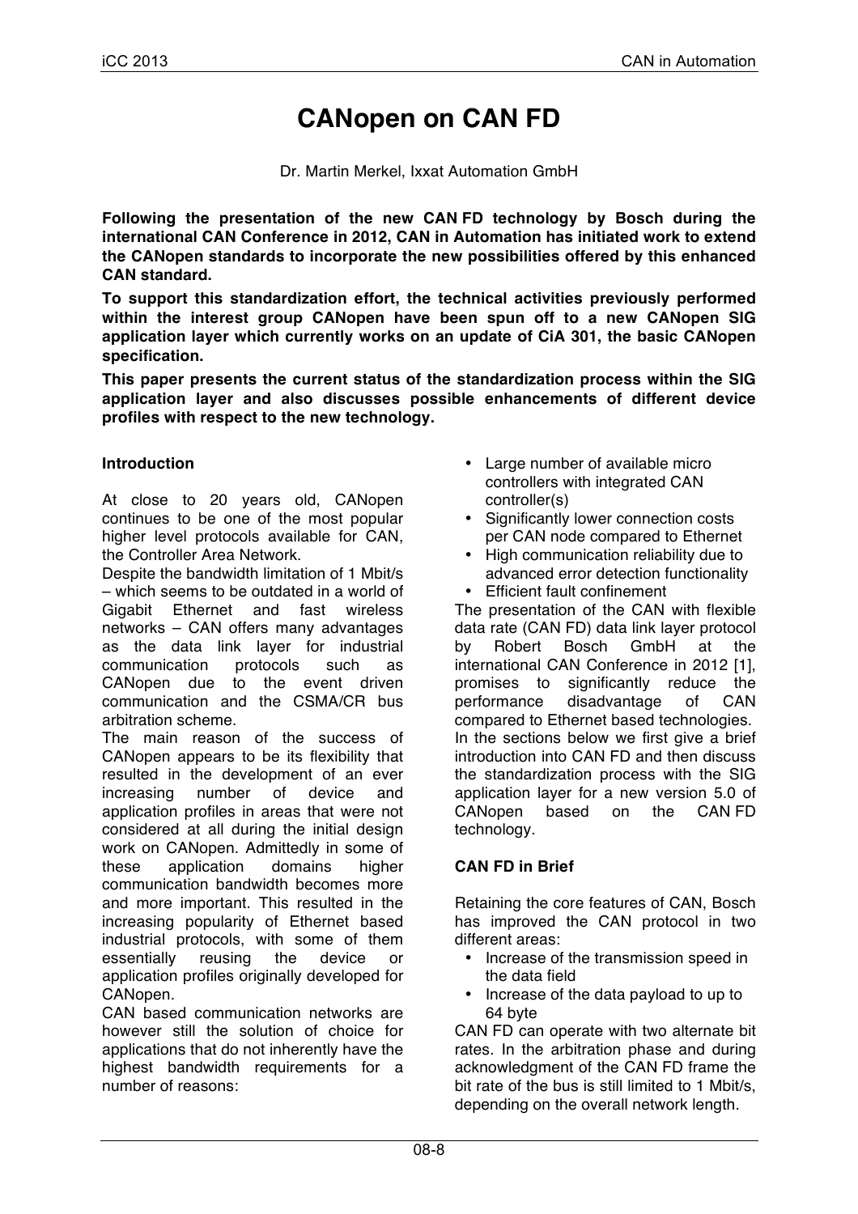# CANopen on CAN FD

Dr. Martin Merkel, Ixxat Automation GmbH

**Following the presentation of the new CAN FD technology by Bosch during the international CAN Conference in 2012, CAN in Automation has initiated work to extend the CANopen standards to incorporate the new possibilities offered by this enhanced CAN standard.**

**To support this standardization effort, the technical activities previously performed within the interest group CANopen have been spun off to a new CANopen SIG application layer which currently works on an update of CiA 301, the basic CANopen specification.**

**This paper presents the current status of the standardization process within the SIG application layer and also discusses possible enhancements of different device profiles with respect to the new technology.**

## Introduction

At close to 20 years old, CANopen continues to be one of the most popular higher level protocols available for CAN, the Controller Area Network.

Despite the bandwidth limitation of 1 Mbit/s – which seems to be outdated in a world of Gigabit Ethernet and fast wireless networks – CAN offers many advantages as the data link layer for industrial communication protocols such as CANopen due to the event driven communication and the CSMA/CR bus arbitration scheme.

The main reason of the success of CANopen appears to be its flexibility that resulted in the development of an ever increasing number of device and application profiles in areas that were not considered at all during the initial design work on CANopen. Admittedly in some of these application domains higher communication bandwidth becomes more and more important. This resulted in the increasing popularity of Ethernet based industrial protocols, with some of them essentially reusing the device or application profiles originally developed for CANopen.

CAN based communication networks are however still the solution of choice for applications that do not inherently have the highest bandwidth requirements for a number of reasons:

- Large number of available micro controllers with integrated CAN controller(s)
- Significantly lower connection costs per CAN node compared to Ethernet
- High communication reliability due to advanced error detection functionality
- Efficient fault confinement

The presentation of the CAN with flexible data rate (CAN FD) data link layer protocol by Robert Bosch GmbH at the international CAN Conference in 2012 [1], promises to significantly reduce the performance disadvantage of CAN compared to Ethernet based technologies. In the sections below we first give a brief introduction into CAN FD and then discuss the standardization process with the SIG application layer for a new version 5.0 of CANopen based on the CAN FD technology.

## CAN FD in Brief

Retaining the core features of CAN, Bosch has improved the CAN protocol in two different areas:

- Increase of the transmission speed in the data field
- Increase of the data payload to up to 64 byte

CAN FD can operate with two alternate bit rates. In the arbitration phase and during acknowledgment of the CAN FD frame the bit rate of the bus is still limited to 1 Mbit/s, depending on the overall network length.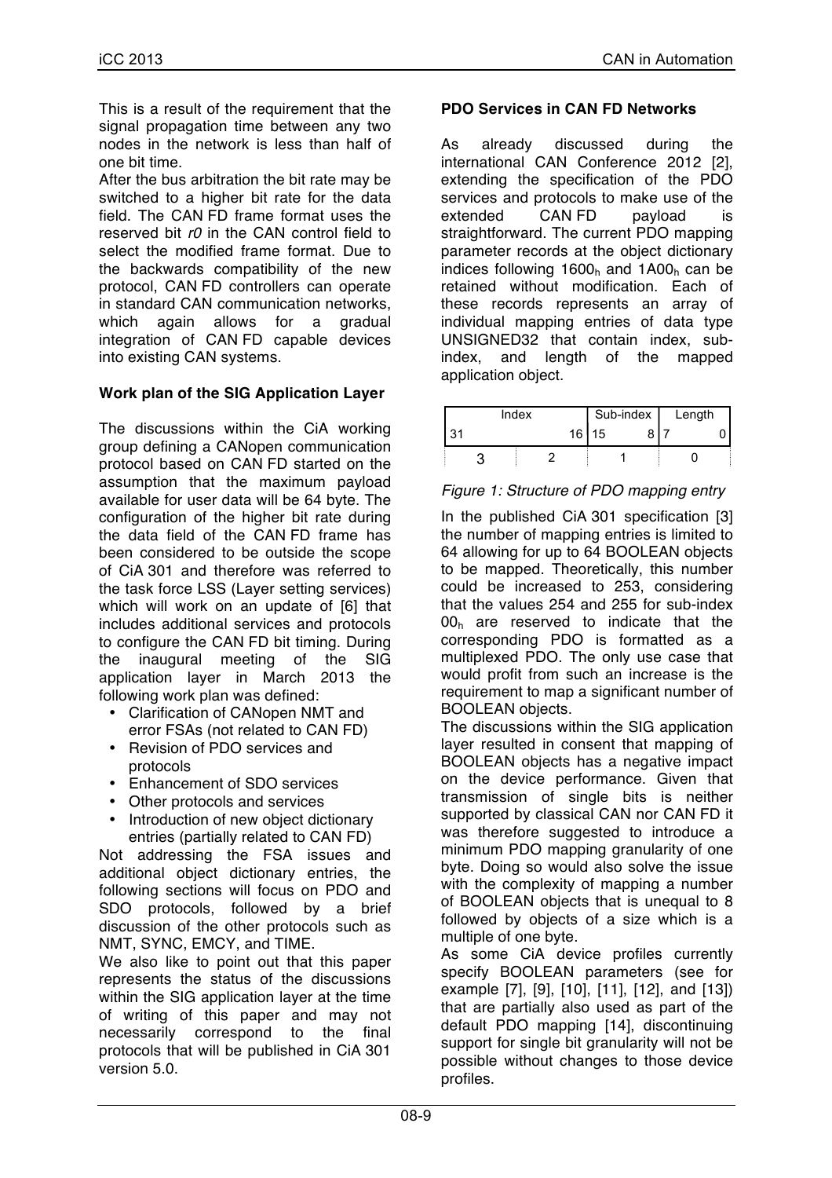This is a result of the requirement that the signal propagation time between any two nodes in the network is less than half of one bit time.

After the bus arbitration the bit rate may be switched to a higher bit rate for the data field. The CAN FD frame format uses the reserved bit *r0* in the CAN control field to select the modified frame format. Due to the backwards compatibility of the new protocol, CAN FD controllers can operate in standard CAN communication networks, which again allows for a gradual integration of CAN FD capable devices into existing CAN systems.

**Work plan of the SIG Application Layer**

The discussions within the CiA working group defining a CANopen communication protocol based on CAN FD started on the assumption that the maximum payload available for user data will be 64 byte. The configuration of the higher bit rate during the data field of the CAN FD frame has been considered to be outside the scope of CiA 301 and therefore was referred to the task force LSS (Layer setting services) which will work on an update of [6] that includes additional services and protocols to configure the CAN FD bit timing. During the inaugural meeting of the SIG application layer in March 2013 the following work plan was defined:

- Clarification of CANopen NMT and error FSAs (not related to CAN FD)
- Revision of PDO services and protocols
- Enhancement of SDO services
- Other protocols and services
- Introduction of new object dictionary entries (partially related to CAN FD)

Not addressing the FSA issues and additional object dictionary entries, the following sections will focus on PDO and SDO protocols, followed by a brief discussion of the other protocols such as NMT, SYNC, EMCY, and TIME.

We also like to point out that this paper represents the status of the discussions within the SIG application layer at the time of writing of this paper and may not necessarily correspond to the final protocols that will be published in CiA 301 version 5.0.

**PDO Services in CAN FD Networks**

As already discussed during the international CAN Conference 2012 [2], extending the specification of the PDO services and protocols to make use of the extended CAN FD payload is straightforward. The current PDO mapping parameter records at the object dictionary indices following $1600_h$ and $1A00_h$ can be retained without modification. Each of these records represents an array of individual mapping entries of data type UNSIGNED32 that contain index, sub-index, and length of the mapped application object.

| Index | | Sub-index | Length |
|---|---|---|---|
| 31 | 16 | 15 8 | 7 0 |
| 3 | 2 | 1 | 0 |

*Figure 1: Structure of PDO mapping entry*

In the published CiA 301 specification [3] the number of mapping entries is limited to 64 allowing for up to 64 BOOLEAN objects to be mapped. Theoretically, this number could be increased to 253, considering that the values 254 and 255 for sub-index $00_h$ are reserved to indicate that the corresponding PDO is formatted as a multiplexed PDO. The only use case that would profit from such an increase is the requirement to map a significant number of BOOLEAN objects.

The discussions within the SIG application layer resulted in consent that mapping of BOOLEAN objects has a negative impact on the device performance. Given that transmission of single bits is neither supported by classical CAN nor CAN FD it was therefore suggested to introduce a minimum PDO mapping granularity of one byte. Doing so would also solve the issue with the complexity of mapping a number of BOOLEAN objects that is unequal to 8 followed by objects of a size which is a multiple of one byte.

As some CiA device profiles currently specify BOOLEAN parameters (see for example [7], [9], [10], [11], [12], and [13]) that are partially also used as part of the default PDO mapping [14], discontinuing support for single bit granularity will not be possible without changes to those device profiles.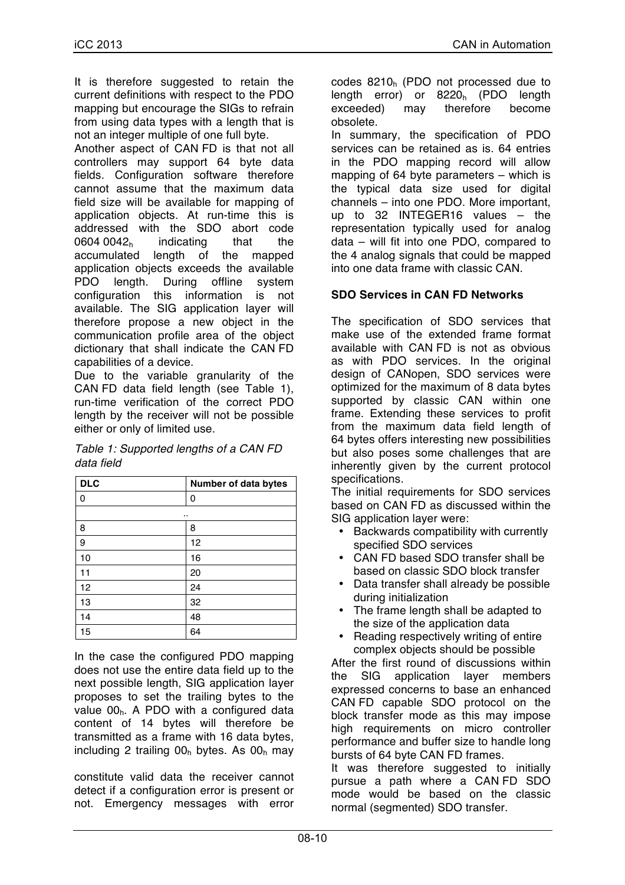It is therefore suggested to retain the current definitions with respect to the PDO mapping but encourage the SIGs to refrain from using data types with a length that is not an integer multiple of one full byte.

Another aspect of CAN FD is that not all controllers may support 64 byte data fields. Configuration software therefore cannot assume that the maximum data field size will be available for mapping of application objects. At run-time this is addressed with the SDO abort code $0604\ 0042_h$ indicating that the accumulated length of the mapped application objects exceeds the available PDO length. During offline system configuration this information is not available. The SIG application layer will therefore propose a new object in the communication profile area of the object dictionary that shall indicate the CAN FD capabilities of a device.

Due to the variable granularity of the CAN FD data field length (see Table 1), run-time verification of the correct PDO length by the receiver will not be possible either or only of limited use.

*Table 1: Supported lengths of a CAN FD data field*

| DLC | Number of data bytes |
|---|---|
| 0 | 0 |
| .. | |
| 8 | 8 |
| 9 | 12 |
| 10 | 16 |
| 11 | 20 |
| 12 | 24 |
| 13 | 32 |
| 14 | 48 |
| 15 | 64 |

In the case the configured PDO mapping does not use the entire data field up to the next possible length, SIG application layer proposes to set the trailing bytes to the value $00_h$. A PDO with a configured data content of 14 bytes will therefore be transmitted as a frame with 16 data bytes, including 2 trailing $00_h$ bytes. As $00_h$ may constitute valid data the receiver cannot detect if a configuration error is present or not. Emergency messages with error codes $8210_h$ (PDO not processed due to length error) or $8220_h$ (PDO length exceeded) may therefore become obsolete.

In summary, the specification of PDO services can be retained as is. 64 entries in the PDO mapping record will allow mapping of 64 byte parameters – which is the typical data size used for digital channels – into one PDO. More important, up to 32 INTEGER16 values – the representation typically used for analog data – will fit into one PDO, compared to the 4 analog signals that could be mapped into one data frame with classic CAN.

## SDO Services in CAN FD Networks

The specification of SDO services that make use of the extended frame format available with CAN FD is not as obvious as with PDO services. In the original design of CANopen, SDO services were optimized for the maximum of 8 data bytes supported by classic CAN within one frame. Extending these services to profit from the maximum data field length of 64 bytes offers interesting new possibilities but also poses some challenges that are inherently given by the current protocol specifications.

The initial requirements for SDO services based on CAN FD as discussed within the SIG application layer were:

- Backwards compatibility with currently specified SDO services
- CAN FD based SDO transfer shall be based on classic SDO block transfer
- Data transfer shall already be possible during initialization
- The frame length shall be adapted to the size of the application data
- Reading respectively writing of entire complex objects should be possible

After the first round of discussions within the SIG application layer members expressed concerns to base an enhanced CAN FD capable SDO protocol on the block transfer mode as this may impose high requirements on micro controller performance and buffer size to handle long bursts of 64 byte CAN FD frames.

It was therefore suggested to initially pursue a path where a CAN FD SDO mode would be based on the classic normal (segmented) SDO transfer.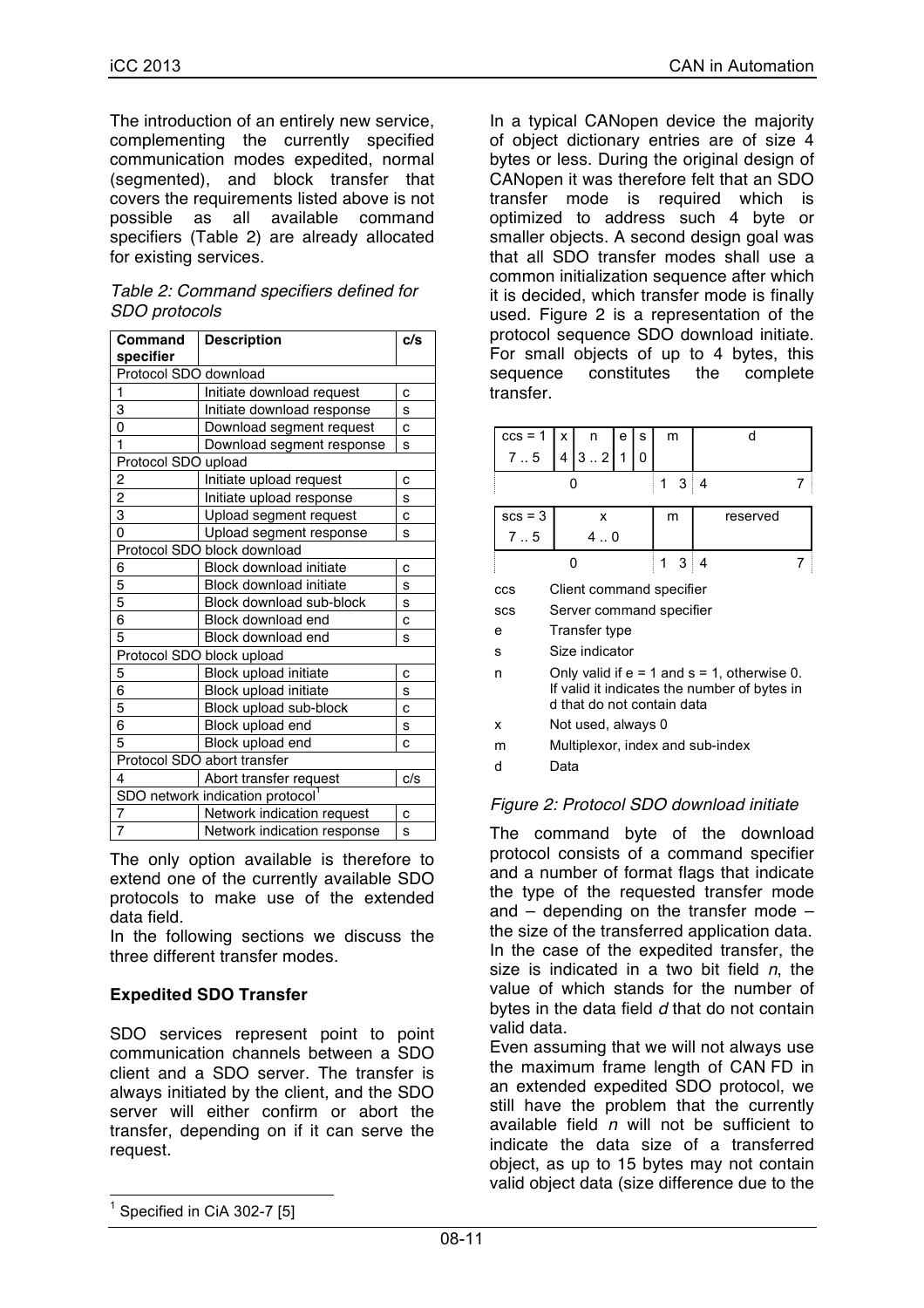The introduction of an entirely new service, complementing the currently specified communication modes expedited, normal (segmented), and block transfer that covers the requirements listed above is not possible as all available command specifiers (Table 2) are already allocated for existing services.

*Table 2: Command specifiers defined for SDO protocols*

| Command specifier | Description | c/s |
|---|---|---|
| Protocol SDO download | | |
| 1 | Initiate download request | c |
| 3 | Initiate download response | s |
| 0 | Download segment request | c |
| 1 | Download segment response | s |
| Protocol SDO upload | | |
| 2 | Initiate upload request | c |
| 2 | Initiate upload response | s |
| 3 | Upload segment request | c |
| 0 | Upload segment response | s |
| Protocol SDO block download | | |
| 6 | Block download initiate | c |
| 5 | Block download initiate | s |
| 5 | Block download sub-block | s |
| 6 | Block download end | c |
| 5 | Block download end | s |
| Protocol SDO block upload | | |
| 5 | Block upload initiate | c |
| 6 | Block upload initiate | s |
| 5 | Block upload sub-block | c |
| 6 | Block upload end | s |
| 5 | Block upload end | c |
| Protocol SDO abort transfer | | |
| 4 | Abort transfer request | c/s |
| SDO network indication protocol[1] | | |
| 7 | Network indication request | c |
| 7 | Network indication response | s |

The only option available is therefore to extend one of the currently available SDO protocols to make use of the extended data field.

In the following sections we discuss the three different transfer modes.

**Expedited SDO Transfer**

SDO services represent point to point communication channels between a SDO client and a SDO server. The transfer is always initiated by the client, and the SDO server will either confirm or abort the transfer, depending on if it can serve the request.

[1] Specified in CiA 302-7 [5]

In a typical CANopen device the majority of object dictionary entries are of size 4 bytes or less. During the original design of CANopen it was therefore felt that an SDO transfer mode is required which is optimized to address such 4 byte or smaller objects. A second design goal was that all SDO transfer modes shall use a common initialization sequence after which it is decided, which transfer mode is finally used. Figure 2 is a representation of the protocol sequence SDO download initiate. For small objects of up to 4 bytes, this sequence constitutes the complete transfer.

| ccs = 1 | x | n | e | s | m | d |
|---|---|---|---|---|---|---|
| 7 .. 5 | 4 | 3 .. 2 | 1 | 0 | | |
| 0 | | | | | 1 3 | 4 7 |

| scs = 3 | x | m | reserved |
|---|---|---|---|
| 7 .. 5 | 4 .. 0 | | |
| 0 | | 1 3 | 4 7 |

| | |
|---|---|
| ccs | Client command specifier |
| scs | Server command specifier |
| e | Transfer type |
| s | Size indicator |
| n | Only valid if e = 1 and s = 1, otherwise 0. If valid it indicates the number of bytes in d that do not contain data |
| x | Not used, always 0 |
| m | Multiplexor, index and sub-index |
| d | Data |

*Figure 2: Protocol SDO download initiate*

The command byte of the download protocol consists of a command specifier and a number of format flags that indicate the type of the requested transfer mode and – depending on the transfer mode – the size of the transferred application data. In the case of the expedited transfer, the size is indicated in a two bit field *n*, the value of which stands for the number of bytes in the data field *d* that do not contain valid data.

Even assuming that we will not always use the maximum frame length of CAN FD in an extended expedited SDO protocol, we still have the problem that the currently available field *n* will not be sufficient to indicate the data size of a transferred object, as up to 15 bytes may not contain valid object data (size difference due to the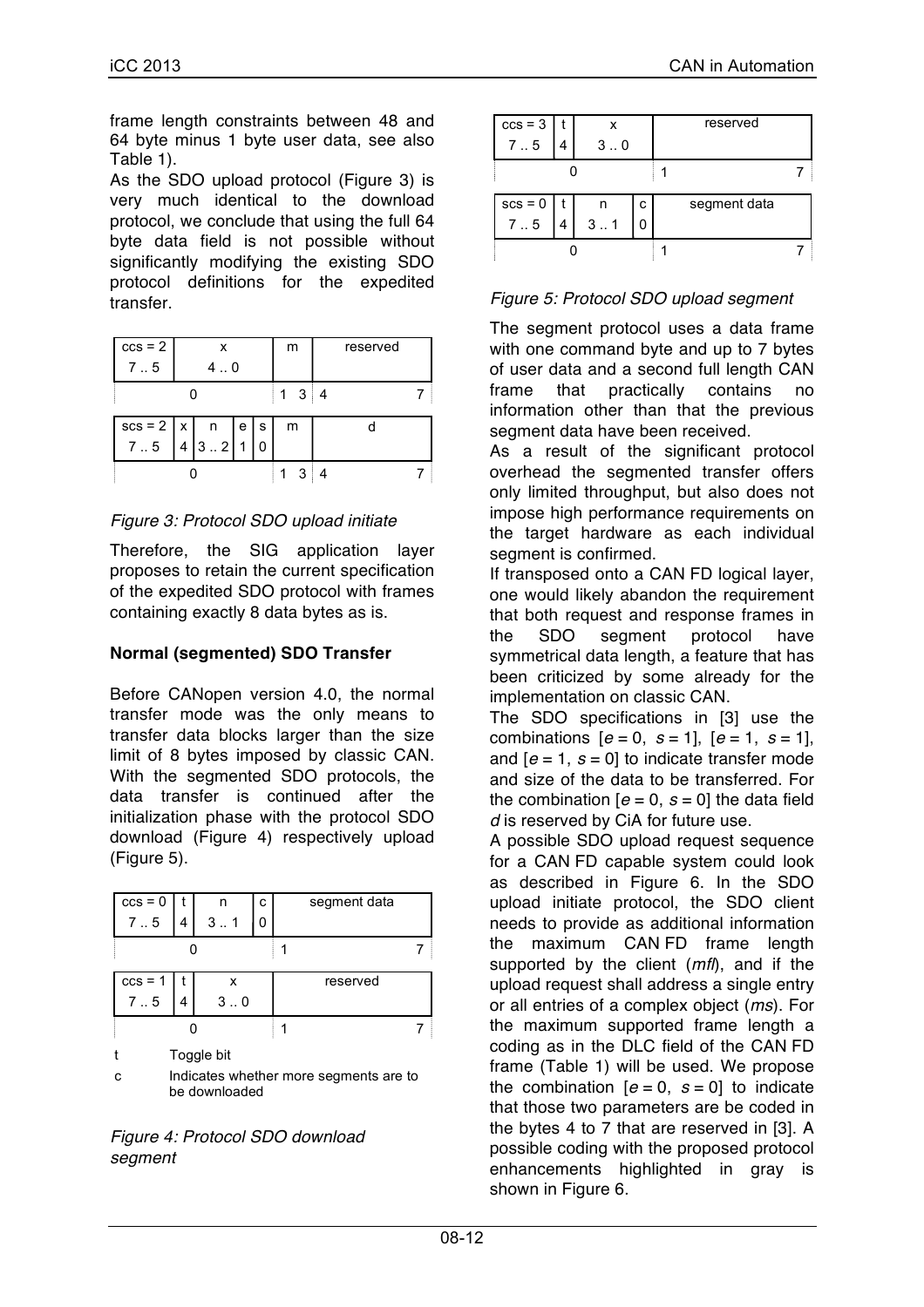frame length constraints between 48 and 64 byte minus 1 byte user data, see also Table 1).

As the SDO upload protocol (Figure 3) is very much identical to the download protocol, we conclude that using the full 64 byte data field is not possible without significantly modifying the existing SDO protocol definitions for the expedited transfer.

| | | | | | | |
|---|---|---|---|---|---|---|
| ccs = 2<br>7 .. 5 | x<br>4 .. 0 | | | | m | reserved |
| 0 | | | | | 1 3 | 4 7 |
| scs = 2<br>7 .. 5 | x<br>4 | n<br>3 .. 2 | e<br>1 | s<br>0 | m | d |
| 0 | | | | | 1 3 | 4 7 |

*Figure 3: Protocol SDO upload initiate*

Therefore, the SIG application layer proposes to retain the current specification of the expedited SDO protocol with frames containing exactly 8 data bytes as is.

**Normal (segmented) SDO Transfer**

Before CANopen version 4.0, the normal transfer mode was the only means to transfer data blocks larger than the size limit of 8 bytes imposed by classic CAN. With the segmented SDO protocols, the data transfer is continued after the initialization phase with the protocol SDO download (Figure 4) respectively upload (Figure 5).

| | | | | |
|---|---|---|---|---|
| ccs = 0<br>7 .. 5 | t<br>4 | n<br>3 .. 1 | c<br>0 | segment data |
| 0 | | | | 1 7 |
| scs = 1<br>7 .. 5 | t<br>4 | x<br>3 .. 0 | | reserved |
| 0 | | | | 1 7 |

t Toggle bit

c Indicates whether more segments are to be downloaded

*Figure 4: Protocol SDO download segment*

| | | | | |
|---|---|---|---|---|
| ccs = 3<br>7 .. 5 | t<br>4 | x<br>3 .. 0 | | reserved |
| 0 | | | | 1 7 |
| scs = 0<br>7 .. 5 | t<br>4 | n<br>3 .. 1 | c<br>0 | segment data |
| 0 | | | | 1 7 |

*Figure 5: Protocol SDO upload segment*

The segment protocol uses a data frame with one command byte and up to 7 bytes of user data and a second full length CAN frame that practically contains no information other than that the previous segment data have been received.

As a result of the significant protocol overhead the segmented transfer offers only limited throughput, but also does not impose high performance requirements on the target hardware as each individual segment is confirmed.

If transposed onto a CAN FD logical layer, one would likely abandon the requirement that both request and response frames in the SDO segment protocol have symmetrical data length, a feature that has been criticized by some already for the implementation on classic CAN.

The SDO specifications in [3] use the combinations [$e = 0$, $s = 1$], [$e = 1$, $s = 1$], and [$e = 1$, $s = 0$] to indicate transfer mode and size of the data to be transferred. For the combination [$e = 0$, $s = 0$] the data field *d* is reserved by CiA for future use.

A possible SDO upload request sequence for a CAN FD capable system could look as described in Figure 6. In the SDO upload initiate protocol, the SDO client needs to provide as additional information the maximum CAN FD frame length supported by the client (*mfl*), and if the upload request shall address a single entry or all entries of a complex object (*ms*). For the maximum supported frame length a coding as in the DLC field of the CAN FD frame (Table 1) will be used. We propose the combination [$e = 0$, $s = 0$] to indicate that those two parameters are be coded in the bytes 4 to 7 that are reserved in [3]. A possible coding with the proposed protocol enhancements highlighted in gray is shown in Figure 6.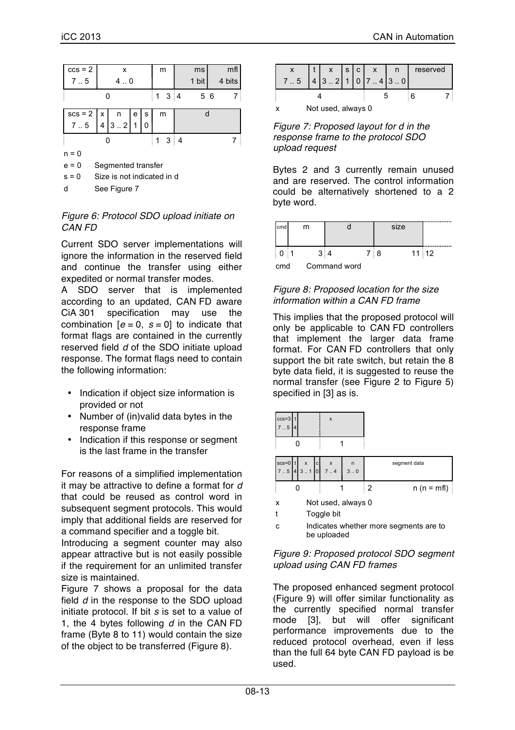| ccs = 2<br>7 .. 5 | x<br>4 .. 0 | m | ms<br>1 bit | mfl<br>4 bits |
|---|---|---|---|---|
| 0 | | 1 3 | 4 5 | 6 7 |

| scs = 2<br>7 .. 5 | x<br>4 | n<br>3 .. 2 | e<br>1 | s<br>0 | m | d |
|---|---|---|---|---|---|---|
| 0 | | | | | 1 3 | 4 7 |

n = 0

e = 0 Segmented transfer

s = 0 Size is not indicated in d

d See Figure 7

*Figure 6: Protocol SDO upload initiate on CAN FD*

Current SDO server implementations will ignore the information in the reserved field and continue the transfer using either expedited or normal transfer modes.

A SDO server that is implemented according to an updated, CAN FD aware CiA 301 specification may use the combination [$e = 0$, $s = 0$] to indicate that format flags are contained in the currently reserved field *d* of the SDO initiate upload response. The format flags need to contain the following information:

- Indication if object size information is provided or not
- Number of (in)valid data bytes in the response frame
- Indication if this response or segment is the last frame in the transfer

For reasons of a simplified implementation it may be attractive to define a format for *d* that could be reused as control word in subsequent segment protocols. This would imply that additional fields are reserved for a command specifier and a toggle bit.

Introducing a segment counter may also appear attractive but is not easily possible if the requirement for an unlimited transfer size is maintained.

Figure 7 shows a proposal for the data field *d* in the response to the SDO upload initiate protocol. If bit *s* is set to a value of 1, the 4 bytes following *d* in the CAN FD frame (Byte 8 to 11) would contain the size of the object to be transferred (Figure 8).

| x<br>7 .. 5 | t<br>4 | x<br>3 .. 2 | s<br>1 | c<br>0 | x<br>7 .. 4 | n<br>3 .. 0 | reserved |
|---|---|---|---|---|---|---|---|
| 4 | | | | | 5 | | 6 7 |

x Not used, always 0

*Figure 7: Proposed layout for d in the response frame to the protocol SDO upload request*

Bytes 2 and 3 currently remain unused and are reserved. The control information could be alternatively shortened to a 2 byte word.

| cmd | m | d | size | ... |
|---|---|---|---|---|
| 0 | 1 3 | 4 7 | 8 11 | 12 |

cmd Command word

*Figure 8: Proposed location for the size information within a CAN FD frame*

This implies that the proposed protocol will only be applicable to CAN FD controllers that implement the larger data frame format. For CAN FD controllers that only support the bit rate switch, but retain the 8 byte data field, it is suggested to reuse the normal transfer (see Figure 2 to Figure 5) specified in [3] as is.

| ccs=3<br>7 .. 5 | t<br>4 | x |
|---|---|---|
| 0 | | 1 |

| scs=0<br>7 .. 5 | t<br>4 | x<br>3 .. 1 | c<br>0 | x<br>7 .. 4 | n<br>3 .. 0 | segment data |
|---|---|---|---|---|---|---|
| 0 | | | | 1 | | 2 n (n = mfl) |

x Not used, always 0

t Toggle bit

c Indicates whether more segments are to be uploaded

*Figure 9: Proposed protocol SDO segment upload using CAN FD frames*

The proposed enhanced segment protocol (Figure 9) will offer similar functionality as the currently specified normal transfer mode [3], but will offer significant performance improvements due to the reduced protocol overhead, even if less than the full 64 byte CAN FD payload is be used.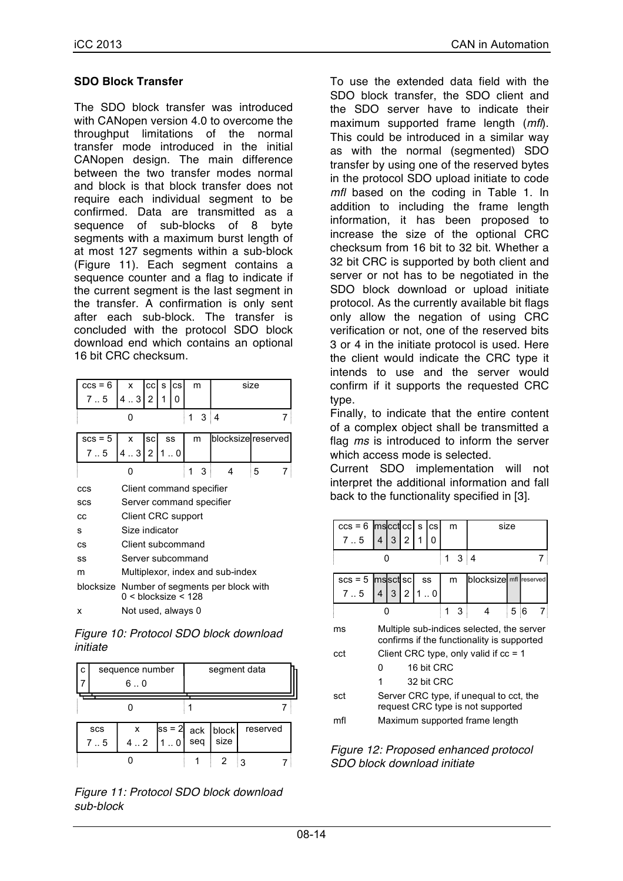### SDO Block Transfer

The SDO block transfer was introduced with CANopen version 4.0 to overcome the throughput limitations of the normal transfer mode introduced in the initial CANopen design. The main difference between the two transfer modes normal and block is that block transfer does not require each individual segment to be confirmed. Data are transmitted as a sequence of sub-blocks of 8 byte segments with a maximum burst length of at most 127 segments within a sub-block (Figure 11). Each segment contains a sequence counter and a flag to indicate if the current segment is the last segment in the transfer. A confirmation is only sent after each sub-block. The transfer is concluded with the protocol SDO block download end which contains an optional 16 bit CRC checksum.

| ccs = 6<br>7 .. 5 | x<br>4 .. 3 | cc<br>2 | s<br>1 | cs<br>0 | m | size |
|---|---|---|---|---|---|---|
| 0 | | | | | 1  3 | 4  7 |

| scs = 5<br>7 .. 5 | x<br>4 .. 3 | sc<br>2 | ss<br>1 .. 0 | m | blocksize | reserved |
|---|---|---|---|---|---|---|
| 0 | | | | 1  3 | 4 | 5  7 |

| | |
|---|---|
| ccs | Client command specifier |
| scs | Server command specifier |
| cc | Client CRC support |
| s | Size indicator |
| cs | Client subcommand |
| ss | Server subcommand |
| m | Multiplexor, index and sub-index |
| blocksize | Number of segments per block with 0 < blocksize < 128 |
| x | Not used, always 0 |

*Figure 10: Protocol SDO block download initiate*

| c<br>7 | sequence number<br>6 .. 0 | segment data |
|---|---|---|
| 0 | | 1  7 |

| scs<br>7 .. 5 | x<br>4 .. 2 | ss = 2<br>1 .. 0 | ack seq | block size | reserved |
|---|---|---|---|---|---|
| 0 | | | 1 | 2 | 3  7 |

*Figure 11: Protocol SDO block download sub-block*

To use the extended data field with the SDO block transfer, the SDO client and the SDO server have to indicate their maximum supported frame length (*mfl*). This could be introduced in a similar way as with the normal (segmented) SDO transfer by using one of the reserved bytes in the protocol SDO upload initiate to code *mfl* based on the coding in Table 1. In addition to including the frame length information, it has been proposed to increase the size of the optional CRC checksum from 16 bit to 32 bit. Whether a 32 bit CRC is supported by both client and server or not has to be negotiated in the SDO block download or upload initiate protocol. As the currently available bit flags only allow the negation of using CRC verification or not, one of the reserved bits 3 or 4 in the initiate protocol is used. Here the client would indicate the CRC type it intends to use and the server would confirm if it supports the requested CRC type.

Finally, to indicate that the entire content of a complex object shall be transmitted a flag *ms* is introduced to inform the server which access mode is selected.

Current SDO implementation will not interpret the additional information and fall back to the functionality specified in [3].

| ccs = 6<br>7 .. 5 | ms<br>4 | cct<br>3 | cc<br>2 | s<br>1 | cs<br>0 | m | size |
|---|---|---|---|---|---|---|---|
| 0 | | | | | | 1  3 | 4  7 |

| scs = 5<br>7 .. 5 | ms<br>4 | sct<br>3 | sc<br>2 | ss<br>1 .. 0 | m | blocksize | mfl | reserved |
|---|---|---|---|---|---|---|---|---|
| 0 | | | | | 1  3 | 4 | 5 | 6  7 |

| | |
|---|---|
| ms | Multiple sub-indices selected, the server confirms if the functionality is supported |
| cct | Client CRC type, only valid if cc = 1<br>0  16 bit CRC<br>1  32 bit CRC |
| sct | Server CRC type, if unequal to cct, the request CRC type is not supported |
| mfl | Maximum supported frame length |

*Figure 12: Proposed enhanced protocol SDO block download initiate*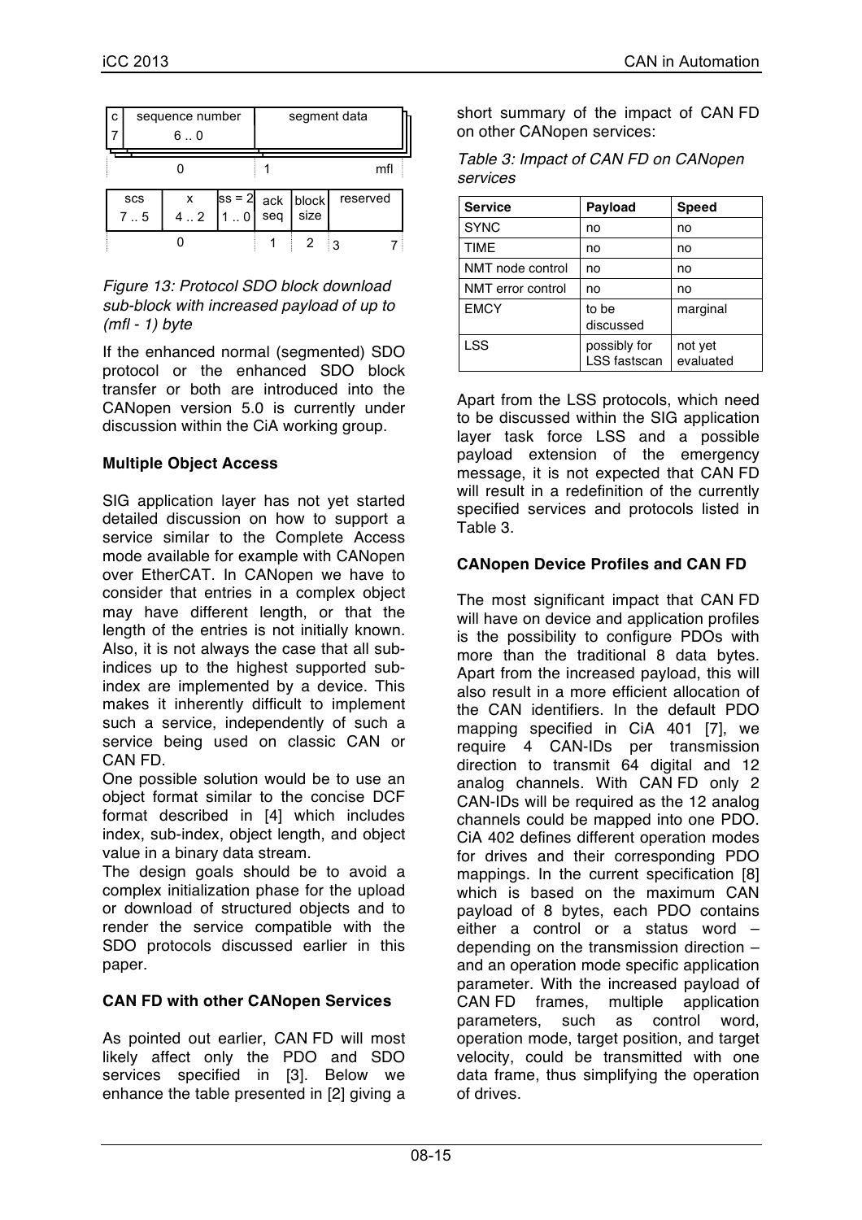| c 7 | sequence number 6 .. 0 | segment data |
|---|---|---|
| 0 | | 1 mfl |

| scs 7 .. 5 | x 4 .. 2 | ss = 2 1 .. 0 | ack seq | block size | reserved |
|---|---|---|---|---|---|
| 0 | | | 1 | 2 | 3 7 |

*Figure 13: Protocol SDO block download sub-block with increased payload of up to (mfl - 1) byte*

If the enhanced normal (segmented) SDO protocol or the enhanced SDO block transfer or both are introduced into the CANopen version 5.0 is currently under discussion within the CiA working group.

**Multiple Object Access**

SIG application layer has not yet started detailed discussion on how to support a service similar to the Complete Access mode available for example with CANopen over EtherCAT. In CANopen we have to consider that entries in a complex object may have different length, or that the length of the entries is not initially known. Also, it is not always the case that all sub-indices up to the highest supported sub-index are implemented by a device. This makes it inherently difficult to implement such a service, independently of such a service being used on classic CAN or CAN FD.

One possible solution would be to use an object format similar to the concise DCF format described in [4] which includes index, sub-index, object length, and object value in a binary data stream.

The design goals should be to avoid a complex initialization phase for the upload or download of structured objects and to render the service compatible with the SDO protocols discussed earlier in this paper.

**CAN FD with other CANopen Services**

As pointed out earlier, CAN FD will most likely affect only the PDO and SDO services specified in [3]. Below we enhance the table presented in [2] giving a short summary of the impact of CAN FD on other CANopen services:

*Table 3: Impact of CAN FD on CANopen services*

| Service | Payload | Speed |
|---|---|---|
| SYNC | no | no |
| TIME | no | no |
| NMT node control | no | no |
| NMT error control | no | no |
| EMCY | to be discussed | marginal |
| LSS | possibly for LSS fastscan | not yet evaluated |

Apart from the LSS protocols, which need to be discussed within the SIG application layer task force LSS and a possible payload extension of the emergency message, it is not expected that CAN FD will result in a redefinition of the currently specified services and protocols listed in Table 3.

**CANopen Device Profiles and CAN FD**

The most significant impact that CAN FD will have on device and application profiles is the possibility to configure PDOs with more than the traditional 8 data bytes. Apart from the increased payload, this will also result in a more efficient allocation of the CAN identifiers. In the default PDO mapping specified in CiA 401 [7], we require 4 CAN-IDs per transmission direction to transmit 64 digital and 12 analog channels. With CAN FD only 2 CAN-IDs will be required as the 12 analog channels could be mapped into one PDO. CiA 402 defines different operation modes for drives and their corresponding PDO mappings. In the current specification [8] which is based on the maximum CAN payload of 8 bytes, each PDO contains either a control or a status word – depending on the transmission direction – and an operation mode specific application parameter. With the increased payload of CAN FD frames, multiple application parameters, such as control word, operation mode, target position, and target velocity, could be transmitted with one data frame, thus simplifying the operation of drives.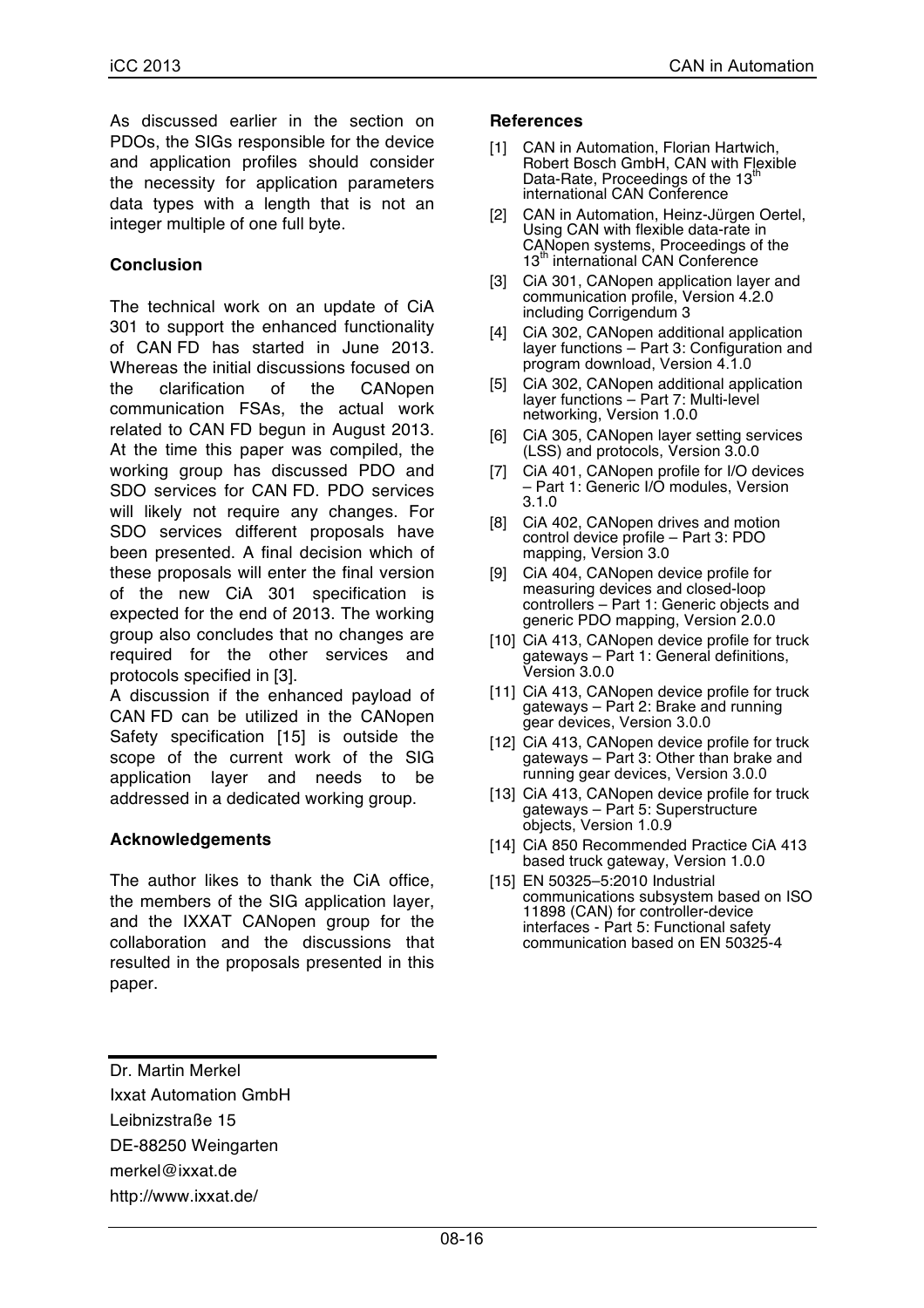As discussed earlier in the section on PDOs, the SIGs responsible for the device and application profiles should consider the necessity for application parameters data types with a length that is not an integer multiple of one full byte.

## Conclusion

The technical work on an update of CiA 301 to support the enhanced functionality of CAN FD has started in June 2013. Whereas the initial discussions focused on the clarification of the CANopen communication FSAs, the actual work related to CAN FD begun in August 2013. At the time this paper was compiled, the working group has discussed PDO and SDO services for CAN FD. PDO services will likely not require any changes. For SDO services different proposals have been presented. A final decision which of these proposals will enter the final version of the new CiA 301 specification is expected for the end of 2013. The working group also concludes that no changes are required for the other services and protocols specified in [3].

A discussion if the enhanced payload of CAN FD can be utilized in the CANopen Safety specification [15] is outside the scope of the current work of the SIG application layer and needs to be addressed in a dedicated working group.

## Acknowledgements

The author likes to thank the CiA office, the members of the SIG application layer, and the IXXAT CANopen group for the collaboration and the discussions that resulted in the proposals presented in this paper.

Dr. Martin Merkel
Ixxat Automation GmbH
Leibnizstraße 15
DE-88250 Weingarten
merkel@ixxat.de
http://www.ixxat.de/

## References

[1] CAN in Automation, Florian Hartwich, Robert Bosch GmbH, CAN with Flexible Data-Rate, Proceedings of the 13th international CAN Conference

[2] CAN in Automation, Heinz-Jürgen Oertel, Using CAN with flexible data-rate in CANopen systems, Proceedings of the 13th international CAN Conference

[3] CiA 301, CANopen application layer and communication profile, Version 4.2.0 including Corrigendum 3

[4] CiA 302, CANopen additional application layer functions – Part 3: Configuration and program download, Version 4.1.0

[5] CiA 302, CANopen additional application layer functions – Part 7: Multi-level networking, Version 1.0.0

[6] CiA 305, CANopen layer setting services (LSS) and protocols, Version 3.0.0

[7] CiA 401, CANopen profile for I/O devices – Part 1: Generic I/O modules, Version 3.1.0

[8] CiA 402, CANopen drives and motion control device profile – Part 3: PDO mapping, Version 3.0

[9] CiA 404, CANopen device profile for measuring devices and closed-loop controllers – Part 1: Generic objects and generic PDO mapping, Version 2.0.0

[10] CiA 413, CANopen device profile for truck gateways – Part 1: General definitions, Version 3.0.0

[11] CiA 413, CANopen device profile for truck gateways – Part 2: Brake and running gear devices, Version 3.0.0

[12] CiA 413, CANopen device profile for truck gateways – Part 3: Other than brake and running gear devices, Version 3.0.0

[13] CiA 413, CANopen device profile for truck gateways – Part 5: Superstructure objects, Version 1.0.9

[14] CiA 850 Recommended Practice CiA 413 based truck gateway, Version 1.0.0

[15] EN 50325–5:2010 Industrial communications subsystem based on ISO 11898 (CAN) for controller-device interfaces - Part 5: Functional safety communication based on EN 50325-4